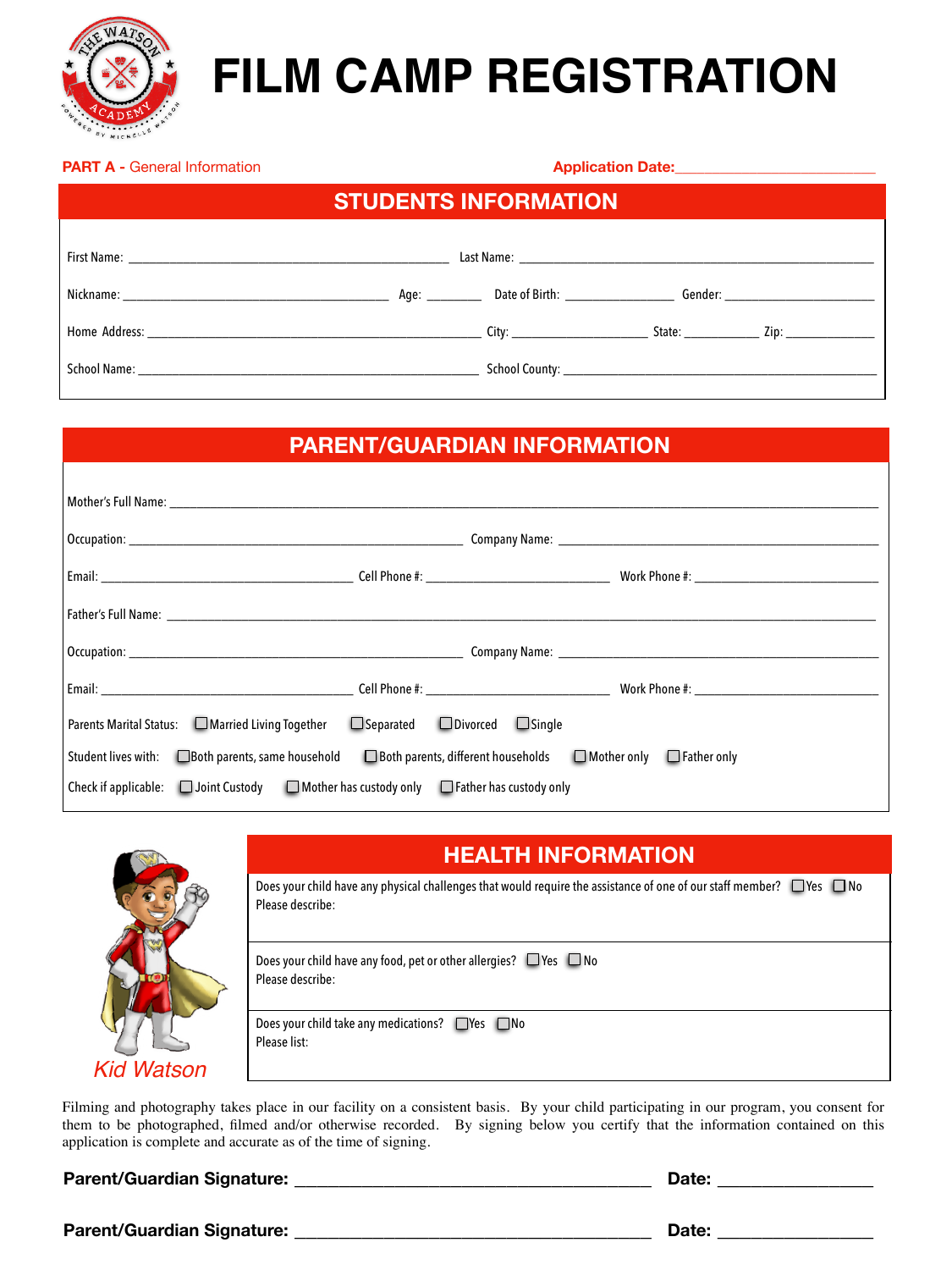# FILM CAMP REGISTRATION

**PART A -** General Information

**Application Date:**\_\_\_\_\_\_\_\_\_\_\_\_\_\_\_\_\_\_\_\_\_\_\_\_

## STUDENTS INFORMATION

First Name: \_\_\_\_\_\_\_\_\_\_\_\_\_\_\_\_\_\_\_\_\_\_\_\_\_\_\_\_\_\_ Last Name: \_\_\_\_\_\_\_\_\_\_\_\_\_\_\_\_\_\_\_\_\_\_\_\_\_\_\_\_\_\_

Nickname: \_\_\_\_\_\_\_\_\_\_\_\_\_\_\_\_\_\_\_\_ Age: \_\_\_\_\_ Date of Birth: \_\_\_\_\_\_\_\_\_\_ Gender: \_\_\_\_\_\_\_\_\_\_\_\_

Home Address: \_\_\_\_\_\_\_\_\_\_\_\_\_\_\_\_\_\_\_\_\_\_\_\_\_\_\_\_\_\_ City: \_\_\_\_\_\_\_\_\_\_ State: \_\_\_\_\_\_ Zip: \_\_\_\_\_\_\_

School Name: \_\_\_\_\_\_\_\_\_\_\_\_\_\_\_\_\_\_\_\_\_\_\_\_\_\_\_\_\_\_ School County: \_\_\_\_\_\_\_\_\_\_\_\_\_\_\_\_\_\_\_\_\_\_\_\_\_\_\_\_\_\_

## PARENT/GUARDIAN INFORMATION

Mother's Full Name: \_\_\_\_\_\_\_\_\_\_\_\_\_\_\_\_\_\_\_\_\_\_\_\_\_\_\_\_\_\_\_\_\_\_\_\_\_\_\_\_\_\_\_\_\_\_\_\_\_\_\_\_\_\_\_\_

Occupation: \_\_\_\_\_\_\_\_\_\_\_\_\_\_\_\_\_\_\_\_\_\_\_\_\_\_\_\_\_\_ Company Name: \_\_\_\_\_\_\_\_\_\_\_\_\_\_\_\_\_\_\_\_\_\_\_\_\_\_\_\_\_\_

Email: \_\_\_\_\_\_\_\_\_\_\_\_\_\_\_\_\_\_\_\_ Cell Phone #: \_\_\_\_\_\_\_\_\_\_\_\_\_\_\_\_ Work Phone #: \_\_\_\_\_\_\_\_\_\_\_\_\_\_\_\_

Father's Full Name: \_\_\_\_\_\_\_\_\_\_\_\_\_\_\_\_\_\_\_\_\_\_\_\_\_\_\_\_\_\_\_\_\_\_\_\_\_\_\_\_\_\_\_\_\_\_\_\_\_\_\_\_\_\_\_\_

Occupation: \_\_\_\_\_\_\_\_\_\_\_\_\_\_\_\_\_\_\_\_\_\_\_\_\_\_\_\_\_\_ Company Name: \_\_\_\_\_\_\_\_\_\_\_\_\_\_\_\_\_\_\_\_\_\_\_\_\_\_\_\_\_\_

Email: \_\_\_\_\_\_\_\_\_\_\_\_\_\_\_\_\_\_\_\_ Cell Phone #: \_\_\_\_\_\_\_\_\_\_\_\_\_\_\_\_ Work Phone #: \_\_\_\_\_\_\_\_\_\_\_\_\_\_\_\_

Parents Marital Status: ☐ Married Living Together ☐ Separated ☐ Divorced ☐ Single

Student lives with: ☐ Both parents, same household ☐ Both parents, different households ☐ Mother only ☐ Father only

Check if applicable: ☐ Joint Custody ☐ Mother has custody only ☐ Father has custody only

Kid Watson

## HEALTH INFORMATION

Does your child have any physical challenges that would require the assistance of one of our staff member? ☐ Yes ☐ No
Please describe:

Does your child have any food, pet or other allergies? ☐ Yes ☐ No
Please describe:

Does your child take any medications? ☐ Yes ☐ No
Please list:

Filming and photography takes place in our facility on a consistent basis. By your child participating in our program, you consent for them to be photographed, filmed and/or otherwise recorded. By signing below you certify that the information contained on this application is complete and accurate as of the time of signing.

**Parent/Guardian Signature:** \_\_\_\_\_\_\_\_\_\_\_\_\_\_\_\_\_\_\_\_\_\_\_\_\_\_\_\_\_\_ **Date:** \_\_\_\_\_\_\_\_\_\_\_\_\_\_

**Parent/Guardian Signature:** \_\_\_\_\_\_\_\_\_\_\_\_\_\_\_\_\_\_\_\_\_\_\_\_\_\_\_\_\_\_ **Date:** \_\_\_\_\_\_\_\_\_\_\_\_\_\_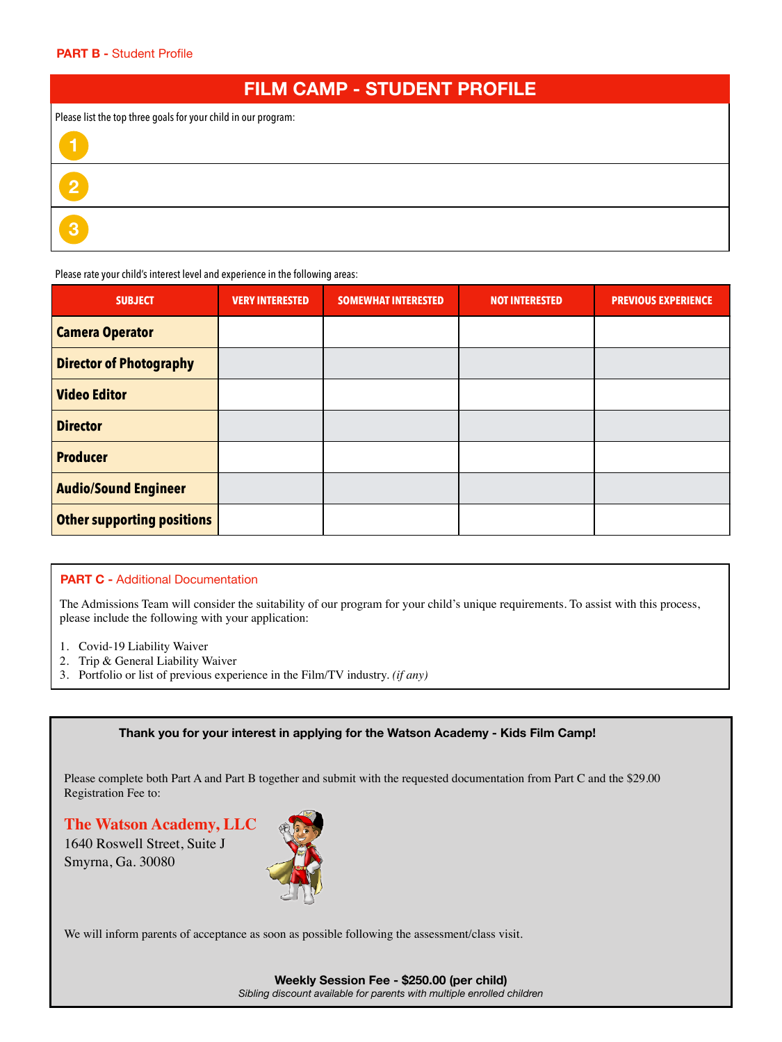**PART B -** Student Profile

## FILM CAMP - STUDENT PROFILE

Please list the top three goals for your child in our program:

1.
2.
3.

Please rate your child's interest level and experience in the following areas:

| SUBJECT | VERY INTERESTED | SOMEWHAT INTERESTED | NOT INTERESTED | PREVIOUS EXPERIENCE |
|---|---|---|---|---|
| **Camera Operator** | | | | |
| **Director of Photography** | | | | |
| **Video Editor** | | | | |
| **Director** | | | | |
| **Producer** | | | | |
| **Audio/Sound Engineer** | | | | |
| **Other supporting positions** | | | | |

**PART C -** Additional Documentation

The Admissions Team will consider the suitability of our program for your child's unique requirements. To assist with this process, please include the following with your application:

1. Covid-19 Liability Waiver
2. Trip & General Liability Waiver
3. Portfolio or list of previous experience in the Film/TV industry. *(if any)*

**Thank you for your interest in applying for the Watson Academy - Kids Film Camp!**

Please complete both Part A and Part B together and submit with the requested documentation from Part C and the $29.00 Registration Fee to:

**The Watson Academy, LLC**
1640 Roswell Street, Suite J
Smyrna, Ga. 30080

We will inform parents of acceptance as soon as possible following the assessment/class visit.

**Weekly Session Fee - $250.00 (per child)**
*Sibling discount available for parents with multiple enrolled children*